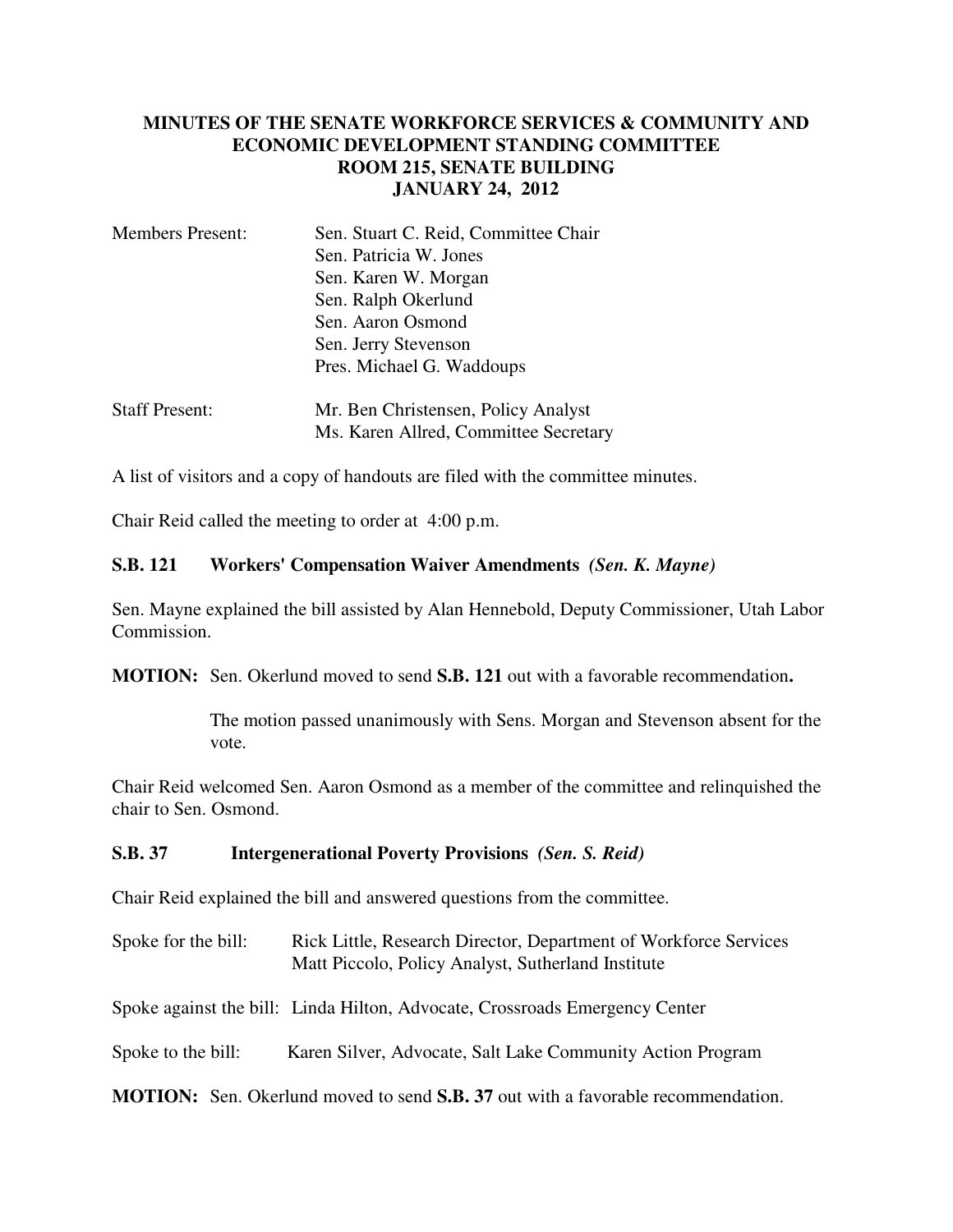# MINUTES OF THE SENATE WORKFORCE SERVICES & COMMUNITY AND ECONOMIC DEVELOPMENT STANDING COMMITTEE
## ROOM 215, SENATE BUILDING
## JANUARY 24, 2012

| | |
|---|---|
| Members Present: | Sen. Stuart C. Reid, Committee Chair |
| | Sen. Patricia W. Jones |
| | Sen. Karen W. Morgan |
| | Sen. Ralph Okerlund |
| | Sen. Aaron Osmond |
| | Sen. Jerry Stevenson |
| | Pres. Michael G. Waddoups |
| Staff Present: | Mr. Ben Christensen, Policy Analyst |
| | Ms. Karen Allred, Committee Secretary |

A list of visitors and a copy of handouts are filed with the committee minutes.

Chair Reid called the meeting to order at 4:00 p.m.

**S.B. 121 Workers' Compensation Waiver Amendments** ***(Sen. K. Mayne)***

Sen. Mayne explained the bill assisted by Alan Hennebold, Deputy Commissioner, Utah Labor Commission.

**MOTION:** Sen. Okerlund moved to send **S.B. 121** out with a favorable recommendation**.**

The motion passed unanimously with Sens. Morgan and Stevenson absent for the vote.

Chair Reid welcomed Sen. Aaron Osmond as a member of the committee and relinquished the chair to Sen. Osmond.

**S.B. 37 Intergenerational Poverty Provisions** ***(Sen. S. Reid)***

Chair Reid explained the bill and answered questions from the committee.

Spoke for the bill: Rick Little, Research Director, Department of Workforce Services
Matt Piccolo, Policy Analyst, Sutherland Institute

Spoke against the bill: Linda Hilton, Advocate, Crossroads Emergency Center

Spoke to the bill: Karen Silver, Advocate, Salt Lake Community Action Program

**MOTION:** Sen. Okerlund moved to send **S.B. 37** out with a favorable recommendation.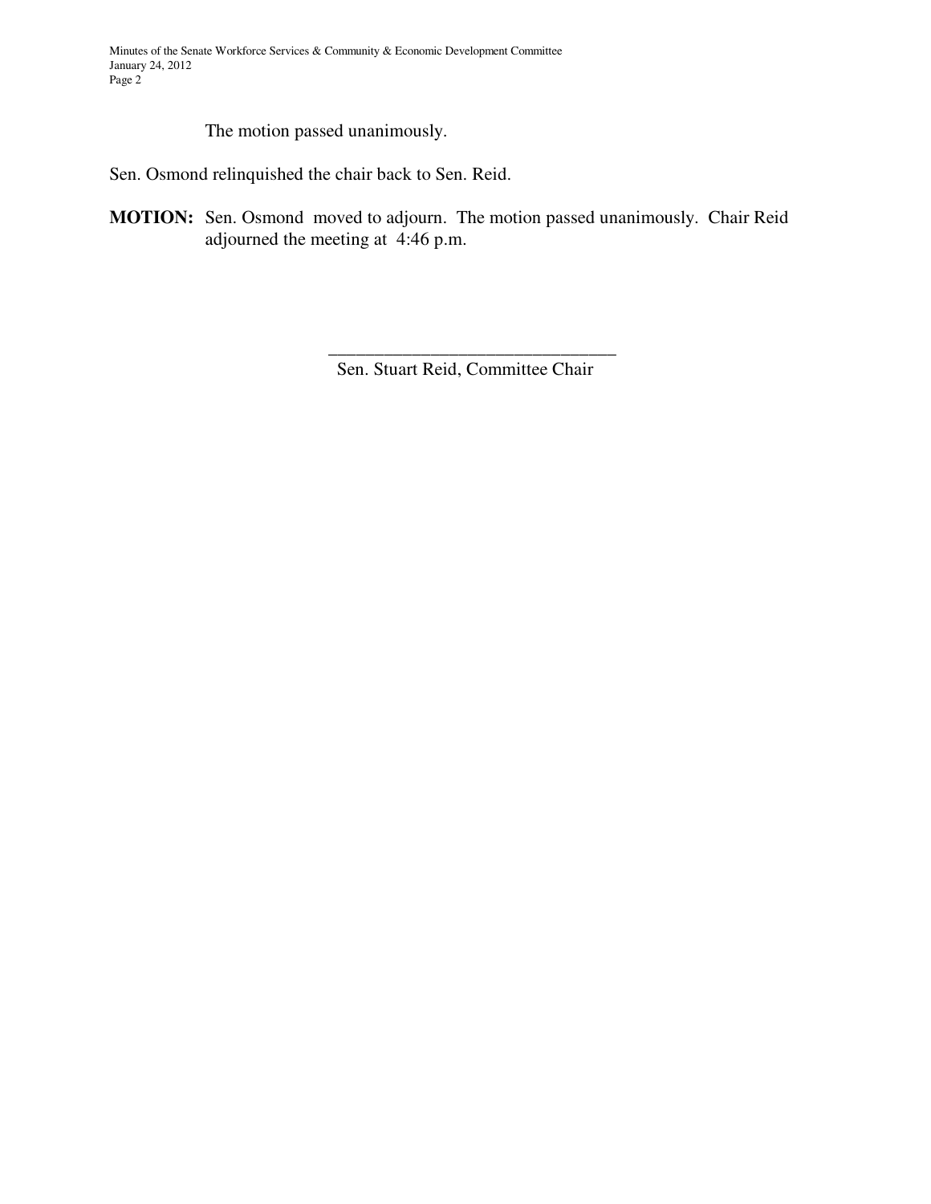The motion passed unanimously.

Sen. Osmond relinquished the chair back to Sen. Reid.

**MOTION:** Sen. Osmond moved to adjourn. The motion passed unanimously. Chair Reid adjourned the meeting at 4:46 p.m.

_______________________________
Sen. Stuart Reid, Committee Chair